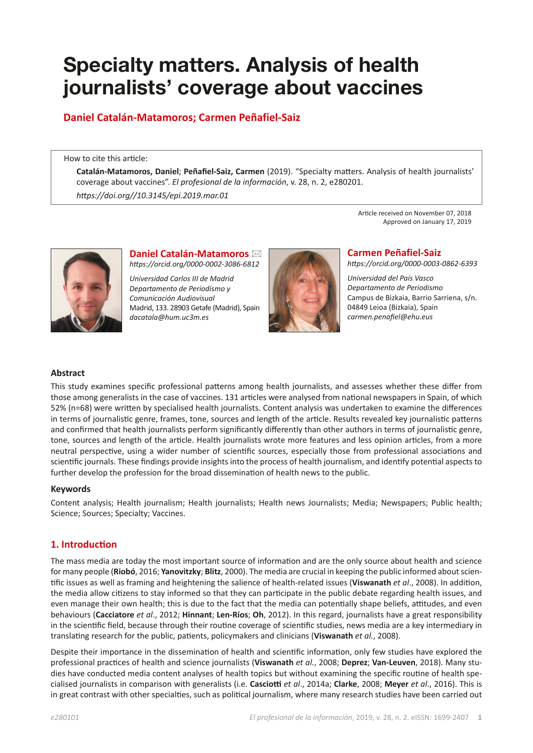# Specialty matters. Analysis of health journalists' coverage about vaccines

**Daniel Catalán-Matamoros; Carmen Peñafiel-Saiz**

How to cite this article:

**Catalán-Matamoros, Daniel**; **Peñafiel-Saiz, Carmen** (2019). "Specialty matters. Analysis of health journalists' coverage about vaccines". *El profesional de la información*, v. 28, n. 2, e280201.

*https://doi.org//10.3145/epi.2019.mar.01*

Article received on November 07, 2018
Approved on January 17, 2019

**Daniel Catalán-Matamoros** ✉
*https://orcid.org/0000-0002-3086-6812*

*Universidad Carlos III de Madrid*
*Departamento de Periodismo y Comunicación Audiovisual*
Madrid, 133. 28903 Getafe (Madrid), Spain
*dacatala@hum.uc3m.es*

**Carmen Peñafiel-Saiz**
*https://orcid.org/0000-0003-0862-6393*

*Universidad del País Vasco*
*Departamento de Periodismo*
Campus de Bizkaia, Barrio Sarriena, s/n.
04849 Leioa (Bizkaia), Spain
*carmen.penafiel@ehu.eus*

### Abstract

This study examines specific professional patterns among health journalists, and assesses whether these differ from those among generalists in the case of vaccines. 131 articles were analysed from national newspapers in Spain, of which 52% (n=68) were written by specialised health journalists. Content analysis was undertaken to examine the differences in terms of journalistic genre, frames, tone, sources and length of the article. Results revealed key journalistic patterns and confirmed that health journalists perform significantly differently than other authors in terms of journalistic genre, tone, sources and length of the article. Health journalists wrote more features and less opinion articles, from a more neutral perspective, using a wider number of scientific sources, especially those from professional associations and scientific journals. These findings provide insights into the process of health journalism, and identify potential aspects to further develop the profession for the broad dissemination of health news to the public.

### Keywords

Content analysis; Health journalism; Health journalists; Health news Journalists; Media; Newspapers; Public health; Science; Sources; Specialty; Vaccines.

## 1. Introduction

The mass media are today the most important source of information and are the only source about health and science for many people (**Riobó**, 2016; **Yanovitzky**; **Blitz**, 2000). The media are crucial in keeping the public informed about scientific issues as well as framing and heightening the salience of health-related issues (**Viswanath** *et al*., 2008). In addition, the media allow citizens to stay informed so that they can participate in the public debate regarding health issues, and even manage their own health; this is due to the fact that the media can potentially shape beliefs, attitudes, and even behaviours (**Cacciatore** *et al*., 2012; **Hinnant**; **Len-Ríos**; **Oh**, 2012). In this regard, journalists have a great responsibility in the scientific field, because through their routine coverage of scientific studies, news media are a key intermediary in translating research for the public, patients, policymakers and clinicians (**Viswanath** *et al.*, 2008).

Despite their importance in the dissemination of health and scientific information, only few studies have explored the professional practices of health and science journalists (**Viswanath** *et al.*, 2008; **Deprez**; **Van-Leuven**, 2018). Many studies have conducted media content analyses of health topics but without examining the specific routine of health specialised journalists in comparison with generalists (i.e. **Casciotti** *et al*., 2014a; **Clarke**, 2008; **Meyer** *et al*., 2016). This is in great contrast with other specialties, such as political journalism, where many research studies have been carried out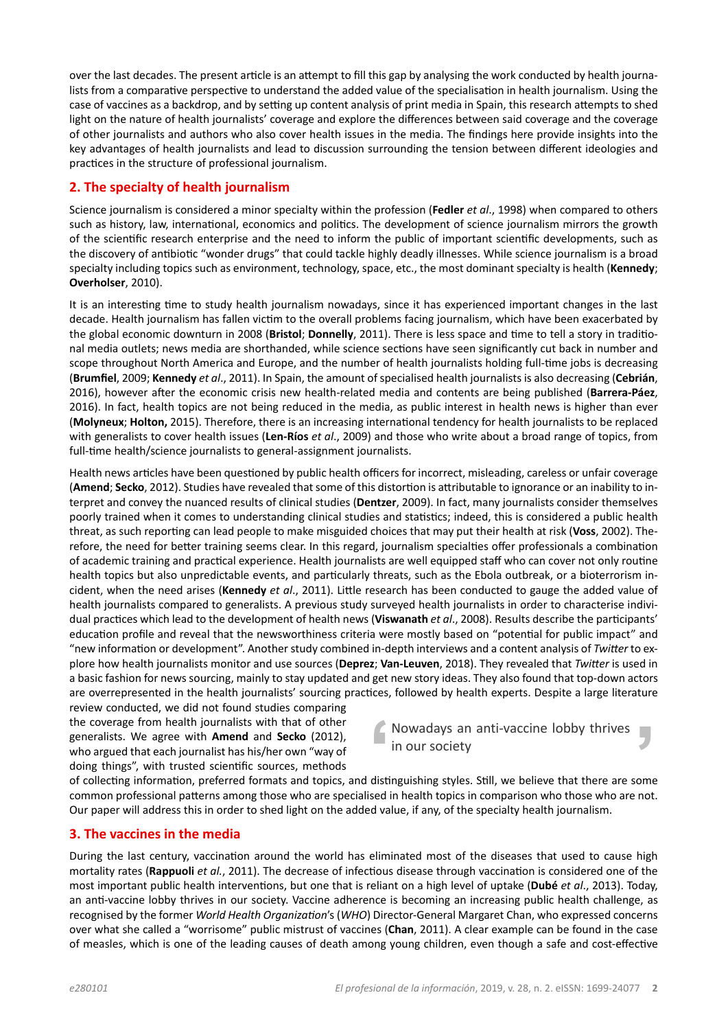over the last decades. The present article is an attempt to fill this gap by analysing the work conducted by health journalists from a comparative perspective to understand the added value of the specialisation in health journalism. Using the case of vaccines as a backdrop, and by setting up content analysis of print media in Spain, this research attempts to shed light on the nature of health journalists' coverage and explore the differences between said coverage and the coverage of other journalists and authors who also cover health issues in the media. The findings here provide insights into the key advantages of health journalists and lead to discussion surrounding the tension between different ideologies and practices in the structure of professional journalism.

## 2. The specialty of health journalism

Science journalism is considered a minor specialty within the profession (**Fedler** *et al*., 1998) when compared to others such as history, law, international, economics and politics. The development of science journalism mirrors the growth of the scientific research enterprise and the need to inform the public of important scientific developments, such as the discovery of antibiotic "wonder drugs" that could tackle highly deadly illnesses. While science journalism is a broad specialty including topics such as environment, technology, space, etc., the most dominant specialty is health (**Kennedy**; **Overholser**, 2010).

It is an interesting time to study health journalism nowadays, since it has experienced important changes in the last decade. Health journalism has fallen victim to the overall problems facing journalism, which have been exacerbated by the global economic downturn in 2008 (**Bristol**; **Donnelly**, 2011). There is less space and time to tell a story in traditional media outlets; news media are shorthanded, while science sections have seen significantly cut back in number and scope throughout North America and Europe, and the number of health journalists holding full-time jobs is decreasing (**Brumfiel**, 2009; **Kennedy** *et al*., 2011). In Spain, the amount of specialised health journalists is also decreasing (**Cebrián**, 2016), however after the economic crisis new health-related media and contents are being published (**Barrera-Páez**, 2016). In fact, health topics are not being reduced in the media, as public interest in health news is higher than ever (**Molyneux**; **Holton,** 2015). Therefore, there is an increasing international tendency for health journalists to be replaced with generalists to cover health issues (**Len-Ríos** *et al*., 2009) and those who write about a broad range of topics, from full-time health/science journalists to general-assignment journalists.

Health news articles have been questioned by public health officers for incorrect, misleading, careless or unfair coverage (**Amend**; **Secko**, 2012). Studies have revealed that some of this distortion is attributable to ignorance or an inability to interpret and convey the nuanced results of clinical studies (**Dentzer**, 2009). In fact, many journalists consider themselves poorly trained when it comes to understanding clinical studies and statistics; indeed, this is considered a public health threat, as such reporting can lead people to make misguided choices that may put their health at risk (**Voss**, 2002). Therefore, the need for better training seems clear. In this regard, journalism specialties offer professionals a combination of academic training and practical experience. Health journalists are well equipped staff who can cover not only routine health topics but also unpredictable events, and particularly threats, such as the Ebola outbreak, or a bioterrorism incident, when the need arises (**Kennedy** *et al*., 2011). Little research has been conducted to gauge the added value of health journalists compared to generalists. A previous study surveyed health journalists in order to characterise individual practices which lead to the development of health news (**Viswanath** *et al*., 2008). Results describe the participants' education profile and reveal that the newsworthiness criteria were mostly based on "potential for public impact" and "new information or development". Another study combined in-depth interviews and a content analysis of *Twitter* to explore how health journalists monitor and use sources (**Deprez**; **Van-Leuven**, 2018). They revealed that *Twitter* is used in a basic fashion for news sourcing, mainly to stay updated and get new story ideas. They also found that top-down actors are overrepresented in the health journalists' sourcing practices, followed by health experts. Despite a large literature review conducted, we did not found studies comparing the coverage from health journalists with that of other generalists. We agree with **Amend** and **Secko** (2012), who argued that each journalist has his/her own "way of doing things", with trusted scientific sources, methods of collecting information, preferred formats and topics, and distinguishing styles. Still, we believe that there are some common professional patterns among those who are specialised in health topics in comparison who those who are not. Our paper will address this in order to shed light on the added value, if any, of the specialty health journalism.

> Nowadays an anti-vaccine lobby thrives in our society

## 3. The vaccines in the media

During the last century, vaccination around the world has eliminated most of the diseases that used to cause high mortality rates (**Rappuoli** *et al*., 2011). The decrease of infectious disease through vaccination is considered one of the most important public health interventions, but one that is reliant on a high level of uptake (**Dubé** *et al*., 2013). Today, an anti-vaccine lobby thrives in our society. Vaccine adherence is becoming an increasing public health challenge, as recognised by the former *World Health Organization*'s (*WHO*) Director-General Margaret Chan, who expressed concerns over what she called a "worrisome" public mistrust of vaccines (**Chan**, 2011). A clear example can be found in the case of measles, which is one of the leading causes of death among young children, even though a safe and cost-effective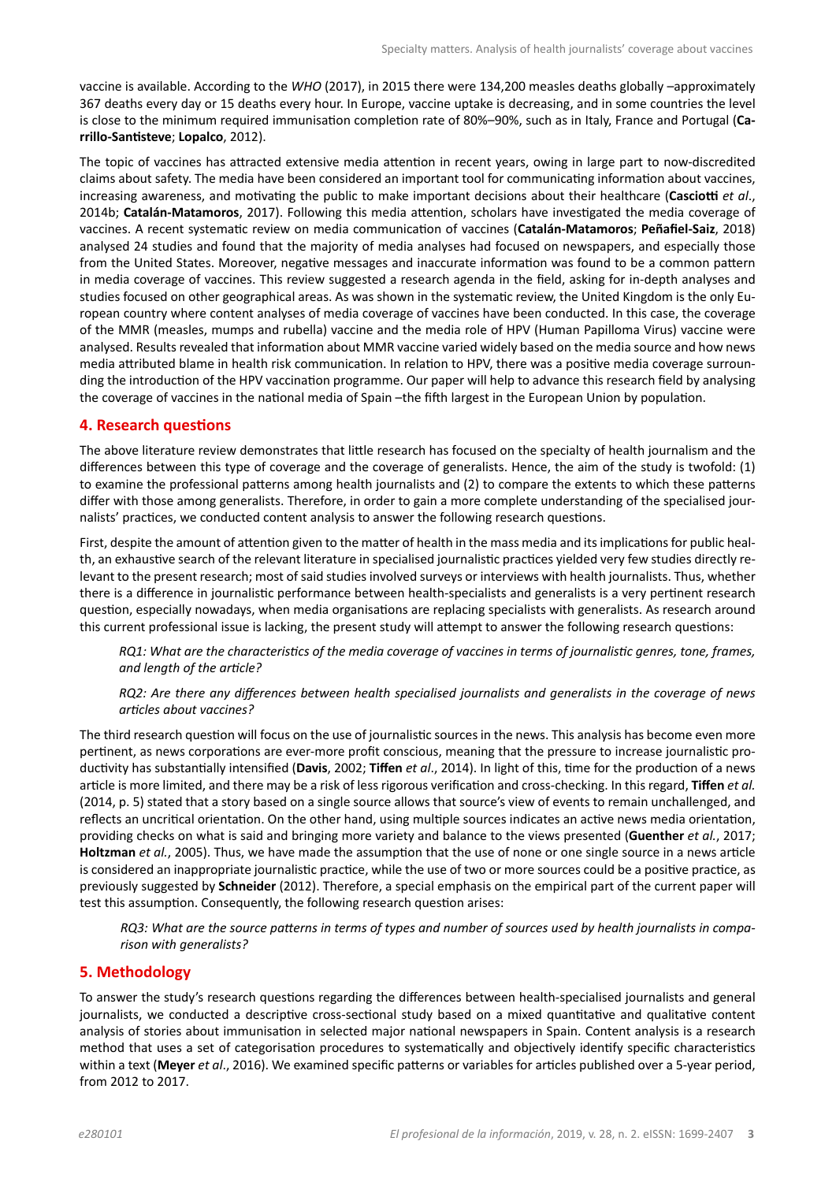vaccine is available. According to the *WHO* (2017), in 2015 there were 134,200 measles deaths globally –approximately 367 deaths every day or 15 deaths every hour. In Europe, vaccine uptake is decreasing, and in some countries the level is close to the minimum required immunisation completion rate of 80%–90%, such as in Italy, France and Portugal (**Carrillo-Santisteve**; **Lopalco**, 2012).

The topic of vaccines has attracted extensive media attention in recent years, owing in large part to now-discredited claims about safety. The media have been considered an important tool for communicating information about vaccines, increasing awareness, and motivating the public to make important decisions about their healthcare (**Casciotti** *et al*., 2014b; **Catalán-Matamoros**, 2017). Following this media attention, scholars have investigated the media coverage of vaccines. A recent systematic review on media communication of vaccines (**Catalán-Matamoros**; **Peñafiel-Saiz**, 2018) analysed 24 studies and found that the majority of media analyses had focused on newspapers, and especially those from the United States. Moreover, negative messages and inaccurate information was found to be a common pattern in media coverage of vaccines. This review suggested a research agenda in the field, asking for in-depth analyses and studies focused on other geographical areas. As was shown in the systematic review, the United Kingdom is the only European country where content analyses of media coverage of vaccines have been conducted. In this case, the coverage of the MMR (measles, mumps and rubella) vaccine and the media role of HPV (Human Papilloma Virus) vaccine were analysed. Results revealed that information about MMR vaccine varied widely based on the media source and how news media attributed blame in health risk communication. In relation to HPV, there was a positive media coverage surrounding the introduction of the HPV vaccination programme. Our paper will help to advance this research field by analysing the coverage of vaccines in the national media of Spain –the fifth largest in the European Union by population.

## 4. Research questions

The above literature review demonstrates that little research has focused on the specialty of health journalism and the differences between this type of coverage and the coverage of generalists. Hence, the aim of the study is twofold: (1) to examine the professional patterns among health journalists and (2) to compare the extents to which these patterns differ with those among generalists. Therefore, in order to gain a more complete understanding of the specialised journalists' practices, we conducted content analysis to answer the following research questions.

First, despite the amount of attention given to the matter of health in the mass media and its implications for public health, an exhaustive search of the relevant literature in specialised journalistic practices yielded very few studies directly relevant to the present research; most of said studies involved surveys or interviews with health journalists. Thus, whether there is a difference in journalistic performance between health-specialists and generalists is a very pertinent research question, especially nowadays, when media organisations are replacing specialists with generalists. As research around this current professional issue is lacking, the present study will attempt to answer the following research questions:

*RQ1: What are the characteristics of the media coverage of vaccines in terms of journalistic genres, tone, frames, and length of the article?*

*RQ2: Are there any differences between health specialised journalists and generalists in the coverage of news articles about vaccines?*

The third research question will focus on the use of journalistic sources in the news. This analysis has become even more pertinent, as news corporations are ever-more profit conscious, meaning that the pressure to increase journalistic productivity has substantially intensified (**Davis**, 2002; **Tiffen** *et al*., 2014). In light of this, time for the production of a news article is more limited, and there may be a risk of less rigorous verification and cross-checking. In this regard, **Tiffen** *et al.* (2014, p. 5) stated that a story based on a single source allows that source's view of events to remain unchallenged, and reflects an uncritical orientation. On the other hand, using multiple sources indicates an active news media orientation, providing checks on what is said and bringing more variety and balance to the views presented (**Guenther** *et al.*, 2017; **Holtzman** *et al.*, 2005). Thus, we have made the assumption that the use of none or one single source in a news article is considered an inappropriate journalistic practice, while the use of two or more sources could be a positive practice, as previously suggested by **Schneider** (2012). Therefore, a special emphasis on the empirical part of the current paper will test this assumption. Consequently, the following research question arises:

*RQ3: What are the source patterns in terms of types and number of sources used by health journalists in comparison with generalists?*

## 5. Methodology

To answer the study's research questions regarding the differences between health-specialised journalists and general journalists, we conducted a descriptive cross-sectional study based on a mixed quantitative and qualitative content analysis of stories about immunisation in selected major national newspapers in Spain. Content analysis is a research method that uses a set of categorisation procedures to systematically and objectively identify specific characteristics within a text (**Meyer** *et al*., 2016). We examined specific patterns or variables for articles published over a 5-year period, from 2012 to 2017.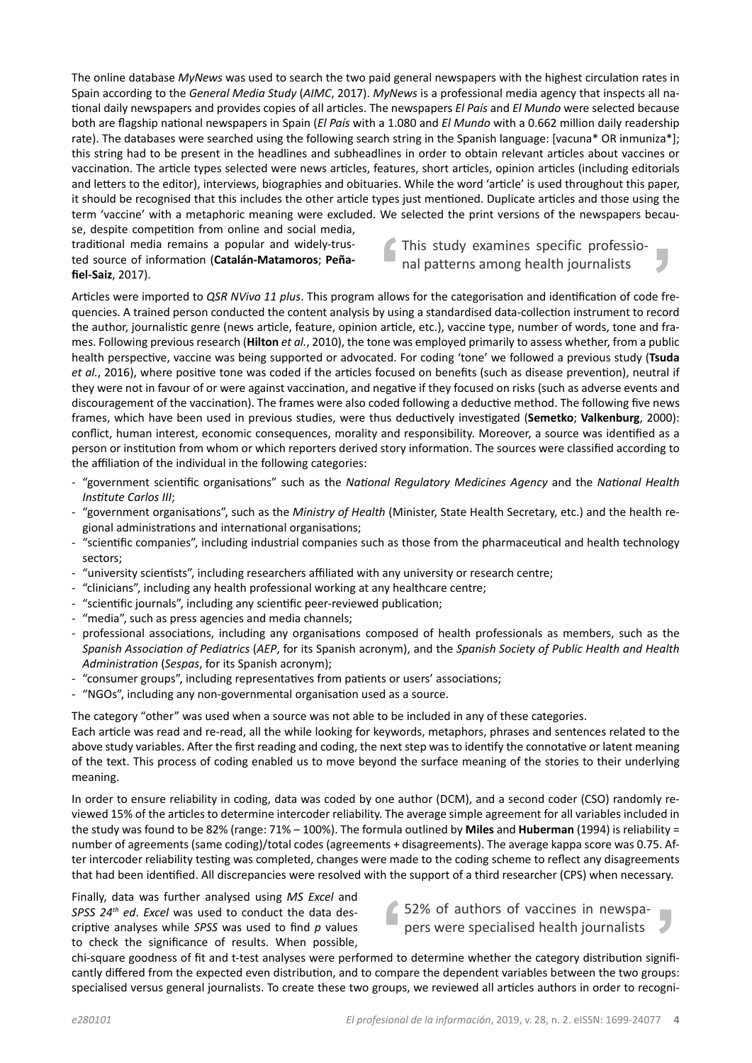The online database *MyNews* was used to search the two paid general newspapers with the highest circulation rates in Spain according to the *General Media Study* (*AIMC*, 2017). *MyNews* is a professional media agency that inspects all national daily newspapers and provides copies of all articles. The newspapers *El País* and *El Mundo* were selected because both are flagship national newspapers in Spain (*El País* with a 1.080 and *El Mundo* with a 0.662 million daily readership rate). The databases were searched using the following search string in the Spanish language: [vacuna* OR inmuniza*]; this string had to be present in the headlines and subheadlines in order to obtain relevant articles about vaccines or vaccination. The article types selected were news articles, features, short articles, opinion articles (including editorials and letters to the editor), interviews, biographies and obituaries. While the word 'article' is used throughout this paper, it should be recognised that this includes the other article types just mentioned. Duplicate articles and those using the term 'vaccine' with a metaphoric meaning were excluded. We selected the print versions of the newspapers because, despite competition from online and social media, traditional media remains a popular and widely-trusted source of information (**Catalán-Matamoros**; **Peñafiel-Saiz**, 2017).

> This study examines specific professional patterns among health journalists

Articles were imported to *QSR NVivo 11 plus*. This program allows for the categorisation and identification of code frequencies. A trained person conducted the content analysis by using a standardised data-collection instrument to record the author, journalistic genre (news article, feature, opinion article, etc.), vaccine type, number of words, tone and frames. Following previous research (**Hilton** *et al.*, 2010), the tone was employed primarily to assess whether, from a public health perspective, vaccine was being supported or advocated. For coding 'tone' we followed a previous study (**Tsuda** *et al.*, 2016), where positive tone was coded if the articles focused on benefits (such as disease prevention), neutral if they were not in favour of or were against vaccination, and negative if they focused on risks (such as adverse events and discouragement of the vaccination). The frames were also coded following a deductive method. The following five news frames, which have been used in previous studies, were thus deductively investigated (**Semetko**; **Valkenburg**, 2000): conflict, human interest, economic consequences, morality and responsibility. Moreover, a source was identified as a person or institution from whom or which reporters derived story information. The sources were classified according to the affiliation of the individual in the following categories:

- "government scientific organisations" such as the *National Regulatory Medicines Agency* and the *National Health Institute Carlos III*;
- "government organisations", such as the *Ministry of Health* (Minister, State Health Secretary, etc.) and the health regional administrations and international organisations;
- "scientific companies", including industrial companies such as those from the pharmaceutical and health technology sectors;
- "university scientists", including researchers affiliated with any university or research centre;
- "clinicians", including any health professional working at any healthcare centre;
- "scientific journals", including any scientific peer-reviewed publication;
- "media", such as press agencies and media channels;
- professional associations, including any organisations composed of health professionals as members, such as the *Spanish Association of Pediatrics* (*AEP*, for its Spanish acronym), and the *Spanish Society of Public Health and Health Administration* (*Sespas*, for its Spanish acronym);
- "consumer groups", including representatives from patients or users' associations;
- "NGOs", including any non-governmental organisation used as a source.

The category "other" was used when a source was not able to be included in any of these categories.

Each article was read and re-read, all the while looking for keywords, metaphors, phrases and sentences related to the above study variables. After the first reading and coding, the next step was to identify the connotative or latent meaning of the text. This process of coding enabled us to move beyond the surface meaning of the stories to their underlying meaning.

In order to ensure reliability in coding, data was coded by one author (DCM), and a second coder (CSO) randomly reviewed 15% of the articles to determine intercoder reliability. The average simple agreement for all variables included in the study was found to be 82% (range: 71% – 100%). The formula outlined by **Miles** and **Huberman** (1994) is reliability = number of agreements (same coding)/total codes (agreements + disagreements). The average kappa score was 0.75. After intercoder reliability testing was completed, changes were made to the coding scheme to reflect any disagreements that had been identified. All discrepancies were resolved with the support of a third researcher (CPS) when necessary.

Finally, data was further analysed using *MS Excel* and *SPSS 24th ed*. *Excel* was used to conduct the data descriptive analyses while *SPSS* was used to find *p* values to check the significance of results. When possible, chi-square goodness of fit and t-test analyses were performed to determine whether the category distribution significantly differed from the expected even distribution, and to compare the dependent variables between the two groups: specialised versus general journalists. To create these two groups, we reviewed all articles authors in order to recogni-

> 52% of authors of vaccines in newspapers were specialised health journalists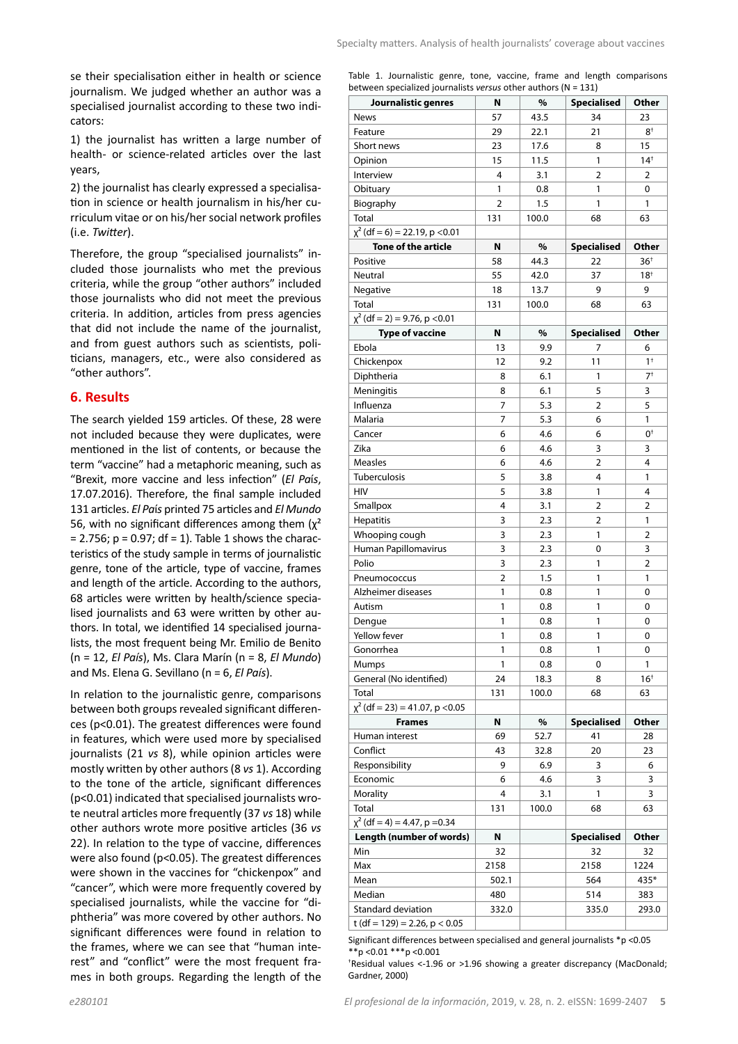se their specialisation either in health or science journalism. We judged whether an author was a specialised journalist according to these two indicators:

1) the journalist has written a large number of health- or science-related articles over the last years,

2) the journalist has clearly expressed a specialisation in science or health journalism in his/her curriculum vitae or on his/her social network profiles (i.e. *Twitter*).

Therefore, the group "specialised journalists" included those journalists who met the previous criteria, while the group "other authors" included those journalists who did not meet the previous criteria. In addition, articles from press agencies that did not include the name of the journalist, and from guest authors such as scientists, politicians, managers, etc., were also considered as "other authors".

## 6. Results

The search yielded 159 articles. Of these, 28 were not included because they were duplicates, were mentioned in the list of contents, or because the term "vaccine" had a metaphoric meaning, such as "Brexit, more vaccine and less infection" (*El País*, 17.07.2016). Therefore, the final sample included 131 articles. *El País* printed 75 articles and *El Mundo* 56, with no significant differences among them ($\chi^2 = 2.756$; $p = 0.97$; $df = 1$). Table 1 shows the characteristics of the study sample in terms of journalistic genre, tone of the article, type of vaccine, frames and length of the article. According to the authors, 68 articles were written by health/science specialised journalists and 63 were written by other authors. In total, we identified 14 specialised journalists, the most frequent being Mr. Emilio de Benito (n = 12, *El País*), Ms. Clara Marín (n = 8, *El Mundo*) and Ms. Elena G. Sevillano (n = 6, *El País*).

In relation to the journalistic genre, comparisons between both groups revealed significant differences ($p<0.01$). The greatest differences were found in features, which were used more by specialised journalists (21 *vs* 8), while opinion articles were mostly written by other authors (8 *vs* 1). According to the tone of the article, significant differences ($p<0.01$) indicated that specialised journalists wrote neutral articles more frequently (37 *vs* 18) while other authors wrote more positive articles (36 *vs* 22). In relation to the type of vaccine, differences were also found ($p<0.05$). The greatest differences were shown in the vaccines for "chickenpox" and "cancer", which were more frequently covered by specialised journalists, while the vaccine for "diphtheria" was more covered by other authors. No significant differences were found in relation to the frames, where we can see that "human interest" and "conflict" were the most frequent frames in both groups. Regarding the length of the

Table 1. Journalistic genre, tone, vaccine, frame and length comparisons between specialized journalists *versus* other authors (N = 131)

| Journalistic genres | N | % | Specialised | Other |
|---|---|---|---|---|
| News | 57 | 43.5 | 34 | 23 |
| Feature | 29 | 22.1 | 21 | 8† |
| Short news | 23 | 17.6 | 8 | 15 |
| Opinion | 15 | 11.5 | 1 | 14† |
| Interview | 4 | 3.1 | 2 | 2 |
| Obituary | 1 | 0.8 | 1 | 0 |
| Biography | 2 | 1.5 | 1 | 1 |
| Total | 131 | 100.0 | 68 | 63 |
| $\chi^2$ (df = 6) = 22.19, p <0.01 | | | | |
| **Tone of the article** | **N** | **%** | **Specialised** | **Other** |
| Positive | 58 | 44.3 | 22 | 36† |
| Neutral | 55 | 42.0 | 37 | 18† |
| Negative | 18 | 13.7 | 9 | 9 |
| Total | 131 | 100.0 | 68 | 63 |
| $\chi^2$ (df = 2) = 9.76, p <0.01 | | | | |
| **Type of vaccine** | **N** | **%** | **Specialised** | **Other** |
| Ebola | 13 | 9.9 | 7 | 6 |
| Chickenpox | 12 | 9.2 | 11 | 1† |
| Diphtheria | 8 | 6.1 | 1 | 7† |
| Meningitis | 8 | 6.1 | 5 | 3 |
| Influenza | 7 | 5.3 | 2 | 5 |
| Malaria | 7 | 5.3 | 6 | 1 |
| Cancer | 6 | 4.6 | 6 | 0† |
| Zika | 6 | 4.6 | 3 | 3 |
| Measles | 6 | 4.6 | 2 | 4 |
| Tuberculosis | 5 | 3.8 | 4 | 1 |
| HIV | 5 | 3.8 | 1 | 4 |
| Smallpox | 4 | 3.1 | 2 | 2 |
| Hepatitis | 3 | 2.3 | 2 | 1 |
| Whooping cough | 3 | 2.3 | 1 | 2 |
| Human Papillomavirus | 3 | 2.3 | 0 | 3 |
| Polio | 3 | 2.3 | 1 | 2 |
| Pneumococcus | 2 | 1.5 | 1 | 1 |
| Alzheimer diseases | 1 | 0.8 | 1 | 0 |
| Autism | 1 | 0.8 | 1 | 0 |
| Dengue | 1 | 0.8 | 1 | 0 |
| Yellow fever | 1 | 0.8 | 1 | 0 |
| Gonorrhea | 1 | 0.8 | 1 | 0 |
| Mumps | 1 | 0.8 | 0 | 1 |
| General (No identified) | 24 | 18.3 | 8 | 16† |
| Total | 131 | 100.0 | 68 | 63 |
| $\chi^2$ (df = 23) = 41.07, p <0.05 | | | | |
| **Frames** | **N** | **%** | **Specialised** | **Other** |
| Human interest | 69 | 52.7 | 41 | 28 |
| Conflict | 43 | 32.8 | 20 | 23 |
| Responsibility | 9 | 6.9 | 3 | 6 |
| Economic | 6 | 4.6 | 3 | 3 |
| Morality | 4 | 3.1 | 1 | 3 |
| Total | 131 | 100.0 | 68 | 63 |
| $\chi^2$ (df = 4) = 4.47, p =0.34 | | | | |
| **Length (number of words)** | **N** | | **Specialised** | **Other** |
| Min | 32 | | 32 | 32 |
| Max | 2158 | | 2158 | 1224 |
| Mean | 502.1 | | 564 | 435* |
| Median | 480 | | 514 | 383 |
| Standard deviation | 332.0 | | 335.0 | 293.0 |
| t (df = 129) = 2.26, p < 0.05 | | | | |

Significant differences between specialised and general journalists *p <0.05 **p <0.01 ***p <0.001

†Residual values <-1.96 or >1.96 showing a greater discrepancy (MacDonald; Gardner, 2000)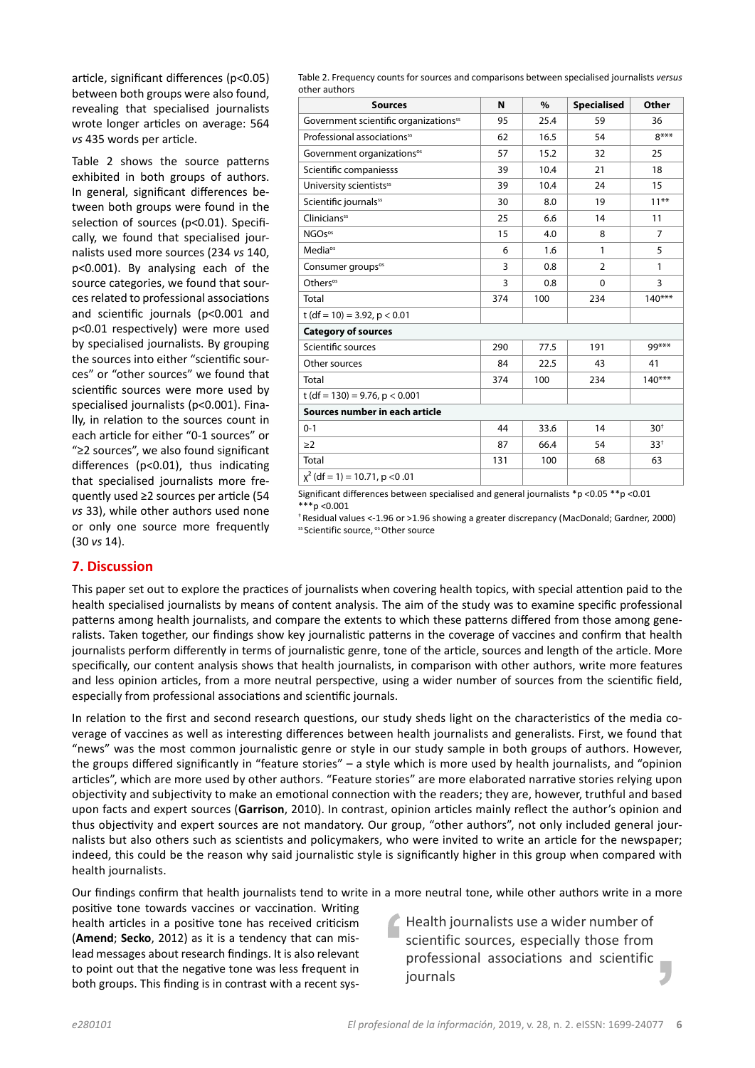article, significant differences ($p<0.05$) between both groups were also found, revealing that specialised journalists wrote longer articles on average: 564 *vs* 435 words per article.

Table 2 shows the source patterns exhibited in both groups of authors. In general, significant differences between both groups were found in the selection of sources ($p<0.01$). Specifically, we found that specialised journalists used more sources (234 *vs* 140, $p<0.001$). By analysing each of the source categories, we found that sources related to professional associations and scientific journals ($p<0.001$ and $p<0.01$ respectively) were more used by specialised journalists. By grouping the sources into either "scientific sources" or "other sources" we found that scientific sources were more used by specialised journalists ($p<0.001$). Finally, in relation to the sources count in each article for either "0-1 sources" or "≥2 sources", we also found significant differences ($p<0.01$), thus indicating that specialised journalists more frequently used ≥2 sources per article (54 *vs* 33), while other authors used none or only one source more frequently (30 *vs* 14).

Table 2. Frequency counts for sources and comparisons between specialised journalists *versus* other authors

| Sources | N | % | Specialised | Other |
|---|---|---|---|---|
| Government scientific organizations[ss] | 95 | 25.4 | 59 | 36 |
| Professional associations[ss] | 62 | 16.5 | 54 | 8*** |
| Government organizations[os] | 57 | 15.2 | 32 | 25 |
| Scientific companiess | 39 | 10.4 | 21 | 18 |
| University scientists[ss] | 39 | 10.4 | 24 | 15 |
| Scientific journals[ss] | 30 | 8.0 | 19 | 11** |
| Clinicians[ss] | 25 | 6.6 | 14 | 11 |
| NGOs[os] | 15 | 4.0 | 8 | 7 |
| Media[os] | 6 | 1.6 | 1 | 5 |
| Consumer groups[os] | 3 | 0.8 | 2 | 1 |
| Others[os] | 3 | 0.8 | 0 | 3 |
| Total | 374 | 100 | 234 | 140*** |
| t (df = 10) = 3.92, $p < 0.01$ | | | | |
| **Category of sources** | | | | |
| Scientific sources | 290 | 77.5 | 191 | 99*** |
| Other sources | 84 | 22.5 | 43 | 41 |
| Total | 374 | 100 | 234 | 140*** |
| t (df = 130) = 9.76, $p < 0.001$ | | | | |
| **Sources number in each article** | | | | |
| 0-1 | 44 | 33.6 | 14 | 30[†] |
| ≥2 | 87 | 66.4 | 54 | 33[†] |
| Total | 131 | 100 | 68 | 63 |
| $\chi^2$ (df = 1) = 10.71, $p < 0.01$ | | | | |

Significant differences between specialised and general journalists *$p<0.05$ **$p<0.01$ ***$p<0.001$

[†] Residual values <-1.96 or >1.96 showing a greater discrepancy (MacDonald; Gardner, 2000)

[ss] Scientific source, [os] Other source

## 7. Discussion

This paper set out to explore the practices of journalists when covering health topics, with special attention paid to the health specialised journalists by means of content analysis. The aim of the study was to examine specific professional patterns among health journalists, and compare the extents to which these patterns differed from those among generalists. Taken together, our findings show key journalistic patterns in the coverage of vaccines and confirm that health journalists perform differently in terms of journalistic genre, tone of the article, sources and length of the article. More specifically, our content analysis shows that health journalists, in comparison with other authors, write more features and less opinion articles, from a more neutral perspective, using a wider number of sources from the scientific field, especially from professional associations and scientific journals.

In relation to the first and second research questions, our study sheds light on the characteristics of the media coverage of vaccines as well as interesting differences between health journalists and generalists. First, we found that "news" was the most common journalistic genre or style in our study sample in both groups of authors. However, the groups differed significantly in "feature stories" – a style which is more used by health journalists, and "opinion articles", which are more used by other authors. "Feature stories" are more elaborated narrative stories relying upon objectivity and subjectivity to make an emotional connection with the readers; they are, however, truthful and based upon facts and expert sources (**Garrison**, 2010). In contrast, opinion articles mainly reflect the author's opinion and thus objectivity and expert sources are not mandatory. Our group, "other authors", not only included general journalists but also others such as scientists and policymakers, who were invited to write an article for the newspaper; indeed, this could be the reason why said journalistic style is significantly higher in this group when compared with health journalists.

Our findings confirm that health journalists tend to write in a more neutral tone, while other authors write in a more positive tone towards vaccines or vaccination. Writing health articles in a positive tone has received criticism (**Amend**; **Secko**, 2012) as it is a tendency that can mislead messages about research findings. It is also relevant to point out that the negative tone was less frequent in both groups. This finding is in contrast with a recent sys-

> Health journalists use a wider number of scientific sources, especially those from professional associations and scientific journals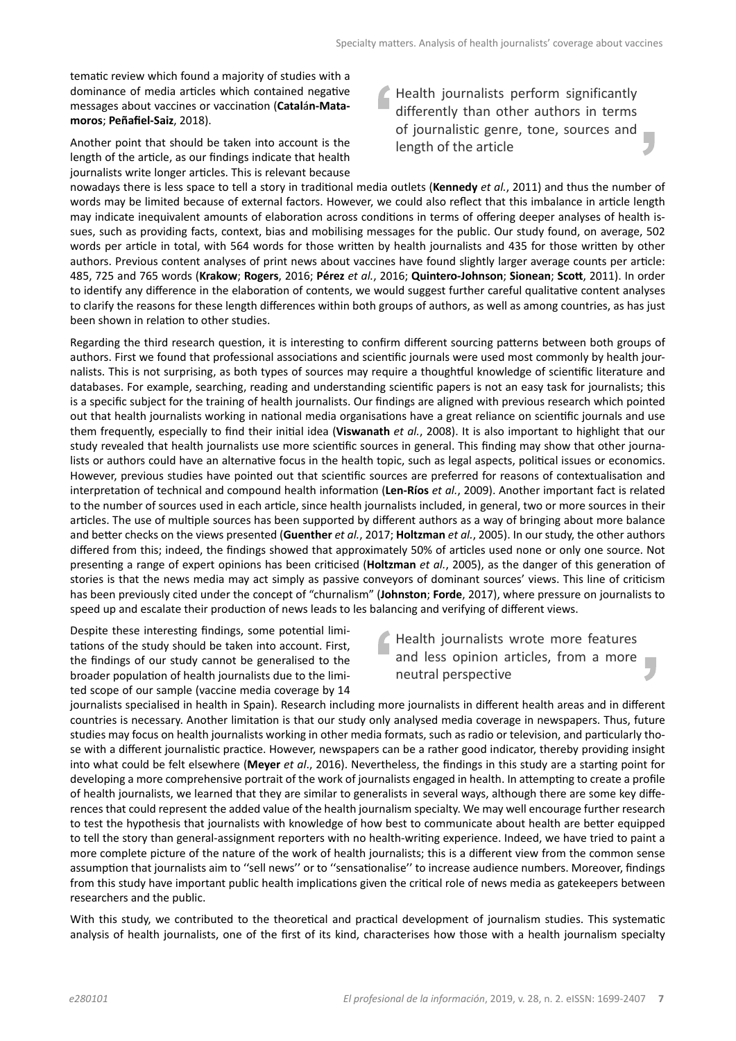tematic review which found a majority of studies with a dominance of media articles which contained negative messages about vaccines or vaccination (**Catalán-Matamoros**; **Peñafiel-Saiz**, 2018).

> Health journalists perform significantly differently than other authors in terms of journalistic genre, tone, sources and length of the article

Another point that should be taken into account is the length of the article, as our findings indicate that health journalists write longer articles. This is relevant because nowadays there is less space to tell a story in traditional media outlets (**Kennedy** *et al.*, 2011) and thus the number of words may be limited because of external factors. However, we could also reflect that this imbalance in article length may indicate inequivalent amounts of elaboration across conditions in terms of offering deeper analyses of health issues, such as providing facts, context, bias and mobilising messages for the public. Our study found, on average, 502 words per article in total, with 564 words for those written by health journalists and 435 for those written by other authors. Previous content analyses of print news about vaccines have found slightly larger average counts per article: 485, 725 and 765 words (**Krakow**; **Rogers**, 2016; **Pérez** *et al.*, 2016; **Quintero-Johnson**; **Sionean**; **Scott**, 2011). In order to identify any difference in the elaboration of contents, we would suggest further careful qualitative content analyses to clarify the reasons for these length differences within both groups of authors, as well as among countries, as has just been shown in relation to other studies.

Regarding the third research question, it is interesting to confirm different sourcing patterns between both groups of authors. First we found that professional associations and scientific journals were used most commonly by health journalists. This is not surprising, as both types of sources may require a thoughtful knowledge of scientific literature and databases. For example, searching, reading and understanding scientific papers is not an easy task for journalists; this is a specific subject for the training of health journalists. Our findings are aligned with previous research which pointed out that health journalists working in national media organisations have a great reliance on scientific journals and use them frequently, especially to find their initial idea (**Viswanath** *et al.*, 2008). It is also important to highlight that our study revealed that health journalists use more scientific sources in general. This finding may show that other journalists or authors could have an alternative focus in the health topic, such as legal aspects, political issues or economics. However, previous studies have pointed out that scientific sources are preferred for reasons of contextualisation and interpretation of technical and compound health information (**Len-Ríos** *et al.*, 2009). Another important fact is related to the number of sources used in each article, since health journalists included, in general, two or more sources in their articles. The use of multiple sources has been supported by different authors as a way of bringing about more balance and better checks on the views presented (**Guenther** *et al.*, 2017; **Holtzman** *et al.*, 2005). In our study, the other authors differed from this; indeed, the findings showed that approximately 50% of articles used none or only one source. Not presenting a range of expert opinions has been criticised (**Holtzman** *et al.*, 2005), as the danger of this generation of stories is that the news media may act simply as passive conveyors of dominant sources' views. This line of criticism has been previously cited under the concept of "churnalism" (**Johnston**; **Forde**, 2017), where pressure on journalists to speed up and escalate their production of news leads to les balancing and verifying of different views.

> Health journalists wrote more features and less opinion articles, from a more neutral perspective

Despite these interesting findings, some potential limitations of the study should be taken into account. First, the findings of our study cannot be generalised to the broader population of health journalists due to the limited scope of our sample (vaccine media coverage by 14 journalists specialised in health in Spain). Research including more journalists in different health areas and in different countries is necessary. Another limitation is that our study only analysed media coverage in newspapers. Thus, future studies may focus on health journalists working in other media formats, such as radio or television, and particularly those with a different journalistic practice. However, newspapers can be a rather good indicator, thereby providing insight into what could be felt elsewhere (**Meyer** *et al*., 2016). Nevertheless, the findings in this study are a starting point for developing a more comprehensive portrait of the work of journalists engaged in health. In attempting to create a profile of health journalists, we learned that they are similar to generalists in several ways, although there are some key differences that could represent the added value of the health journalism specialty. We may well encourage further research to test the hypothesis that journalists with knowledge of how best to communicate about health are better equipped to tell the story than general-assignment reporters with no health-writing experience. Indeed, we have tried to paint a more complete picture of the nature of the work of health journalists; this is a different view from the common sense assumption that journalists aim to ''sell news'' or to ''sensationalise'' to increase audience numbers. Moreover, findings from this study have important public health implications given the critical role of news media as gatekeepers between researchers and the public.

With this study, we contributed to the theoretical and practical development of journalism studies. This systematic analysis of health journalists, one of the first of its kind, characterises how those with a health journalism specialty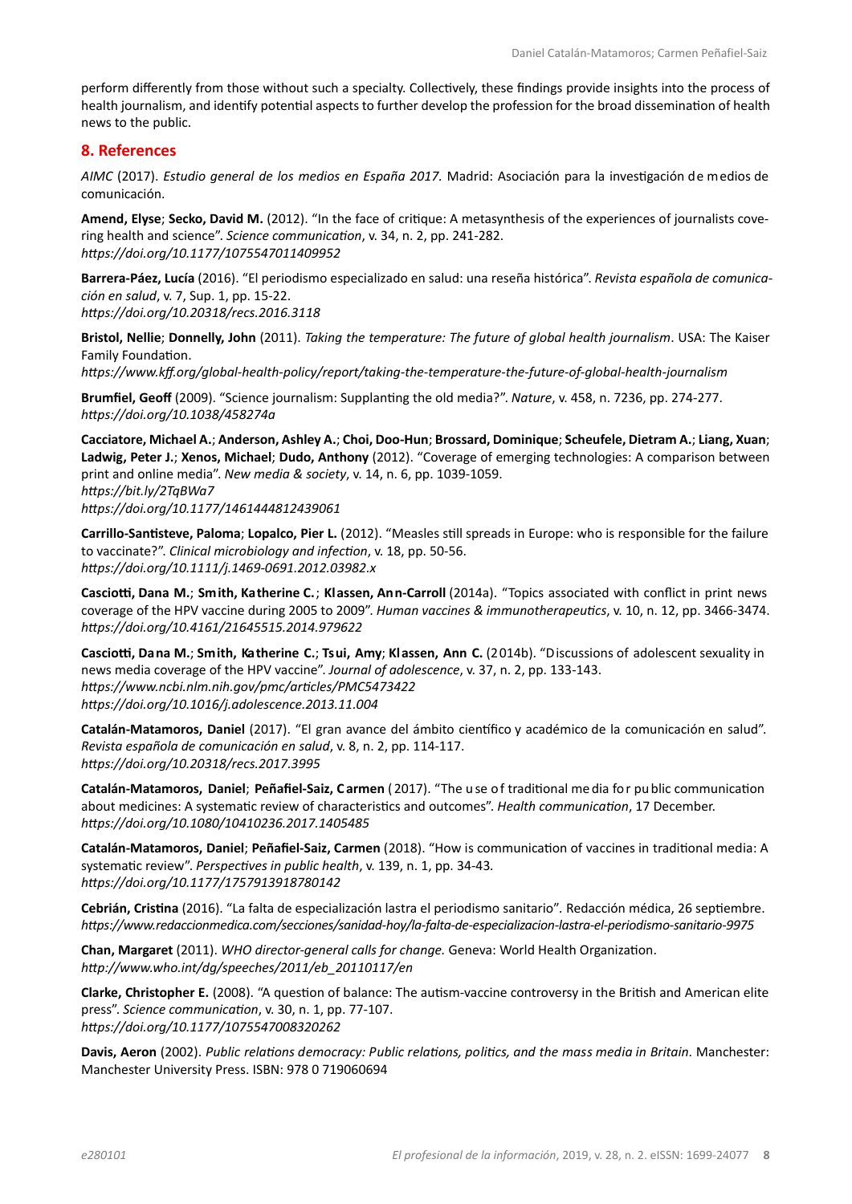perform differently from those without such a specialty. Collectively, these findings provide insights into the process of health journalism, and identify potential aspects to further develop the profession for the broad dissemination of health news to the public.

## 8. References

*AIMC* (2017). *Estudio general de los medios en España 2017.* Madrid: Asociación para la investigación de medios de comunicación.

**Amend, Elyse**; **Secko, David M.** (2012). "In the face of critique: A metasynthesis of the experiences of journalists covering health and science". *Science communication*, v. 34, n. 2, pp. 241-282.
*https://doi.org/10.1177/1075547011409952*

**Barrera-Páez, Lucía** (2016). "El periodismo especializado en salud: una reseña histórica". *Revista española de comunicación en salud*, v. 7, Sup. 1, pp. 15-22.
*https://doi.org/10.20318/recs.2016.3118*

**Bristol, Nellie**; **Donnelly, John** (2011). *Taking the temperature: The future of global health journalism*. USA: The Kaiser Family Foundation.
*https://www.kff.org/global-health-policy/report/taking-the-temperature-the-future-of-global-health-journalism*

**Brumfiel, Geoff** (2009). "Science journalism: Supplanting the old media?". *Nature*, v. 458, n. 7236, pp. 274-277.
*https://doi.org/10.1038/458274a*

**Cacciatore, Michael A.**; **Anderson, Ashley A.**; **Choi, Doo-Hun**; **Brossard, Dominique**; **Scheufele, Dietram A.**; **Liang, Xuan**; **Ladwig, Peter J.**; **Xenos, Michael**; **Dudo, Anthony** (2012). "Coverage of emerging technologies: A comparison between print and online media". *New media & society*, v. 14, n. 6, pp. 1039-1059.
*https://bit.ly/2TqBWa7*
*https://doi.org/10.1177/1461444812439061*

**Carrillo-Santisteve, Paloma**; **Lopalco, Pier L.** (2012). "Measles still spreads in Europe: who is responsible for the failure to vaccinate?". *Clinical microbiology and infection*, v. 18, pp. 50-56.
*https://doi.org/10.1111/j.1469-0691.2012.03982.x*

**Casciotti, Dana M.**; **Smith, Katherine C.**; **Klassen, Ann-Carroll** (2014a). "Topics associated with conflict in print news coverage of the HPV vaccine during 2005 to 2009". *Human vaccines & immunotherapeutics*, v. 10, n. 12, pp. 3466-3474.
*https://doi.org/10.4161/21645515.2014.979622*

**Casciotti, Dana M.**; **Smith, Katherine C.**; **Tsui, Amy**; **Klassen, Ann C.** (2014b). "Discussions of adolescent sexuality in news media coverage of the HPV vaccine". *Journal of adolescence*, v. 37, n. 2, pp. 133-143.
*https://www.ncbi.nlm.nih.gov/pmc/articles/PMC5473422*
*https://doi.org/10.1016/j.adolescence.2013.11.004*

**Catalán-Matamoros, Daniel** (2017). "El gran avance del ámbito científico y académico de la comunicación en salud". *Revista española de comunicación en salud*, v. 8, n. 2, pp. 114-117.
*https://doi.org/10.20318/recs.2017.3995*

**Catalán-Matamoros, Daniel**; **Peñafiel-Saiz, Carmen** (2017). "The use of traditional media for public communication about medicines: A systematic review of characteristics and outcomes". *Health communication*, 17 December.
*https://doi.org/10.1080/10410236.2017.1405485*

**Catalán-Matamoros, Daniel**; **Peñafiel-Saiz, Carmen** (2018). "How is communication of vaccines in traditional media: A systematic review". *Perspectives in public health*, v. 139, n. 1, pp. 34-43.
*https://doi.org/10.1177/1757913918780142*

**Cebrián, Cristina** (2016). "La falta de especialización lastra el periodismo sanitario". Redacción médica, 26 septiembre.
*https://www.redaccionmedica.com/secciones/sanidad-hoy/la-falta-de-especializacion-lastra-el-periodismo-sanitario-9975*

**Chan, Margaret** (2011). *WHO director-general calls for change.* Geneva: World Health Organization.
*http://www.who.int/dg/speeches/2011/eb_20110117/en*

**Clarke, Christopher E.** (2008). "A question of balance: The autism-vaccine controversy in the British and American elite press". *Science communication*, v. 30, n. 1, pp. 77-107.
*https://doi.org/10.1177/1075547008320262*

**Davis, Aeron** (2002). *Public relations democracy: Public relations, politics, and the mass media in Britain*. Manchester: Manchester University Press. ISBN: 978 0 719060694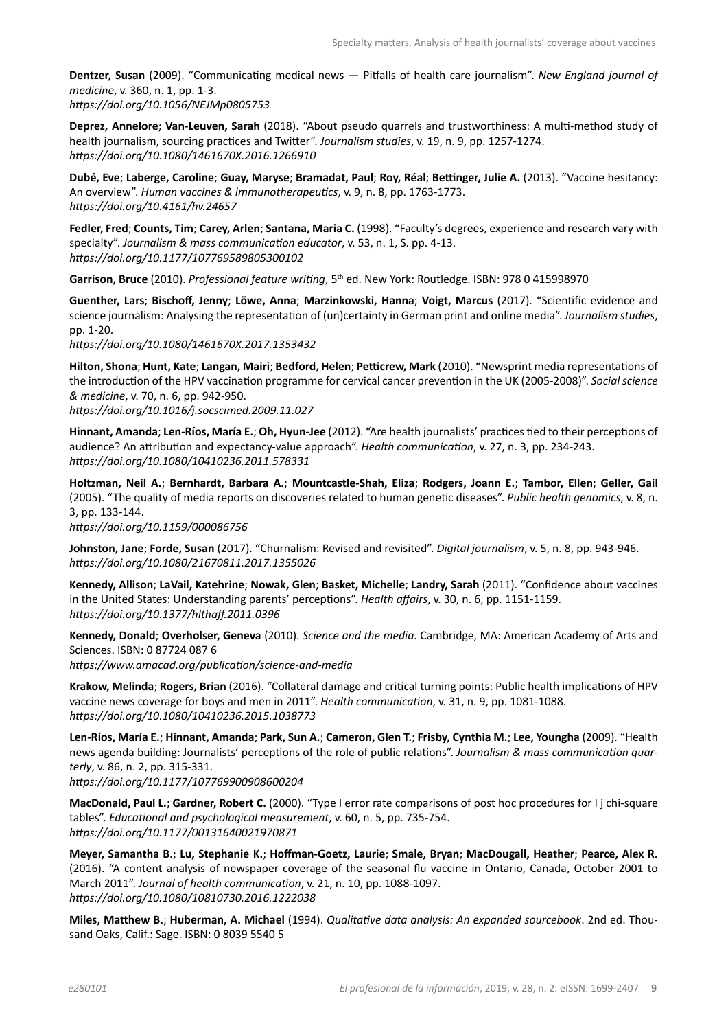**Dentzer, Susan** (2009). "Communicating medical news — Pitfalls of health care journalism". *New England journal of medicine*, v. 360, n. 1, pp. 1-3.
*https://doi.org/10.1056/NEJMp0805753*

**Deprez, Annelore**; **Van-Leuven, Sarah** (2018). "About pseudo quarrels and trustworthiness: A multi-method study of health journalism, sourcing practices and Twitter". *Journalism studies*, v. 19, n. 9, pp. 1257-1274.
*https://doi.org/10.1080/1461670X.2016.1266910*

**Dubé, Eve**; **Laberge, Caroline**; **Guay, Maryse**; **Bramadat, Paul**; **Roy, Réal**; **Bettinger, Julie A.** (2013). "Vaccine hesitancy: An overview". *Human vaccines & immunotherapeutics*, v. 9, n. 8, pp. 1763-1773.
*https://doi.org/10.4161/hv.24657*

**Fedler, Fred**; **Counts, Tim**; **Carey, Arlen**; **Santana, Maria C.** (1998). "Faculty's degrees, experience and research vary with specialty". *Journalism & mass communication educator*, v. 53, n. 1, S. pp. 4-13.
*https://doi.org/10.1177/107769589805300102*

**Garrison, Bruce** (2010). *Professional feature writing*, 5th ed. New York: Routledge. ISBN: 978 0 415998970

**Guenther, Lars**; **Bischoff, Jenny**; **Löwe, Anna**; **Marzinkowski, Hanna**; **Voigt, Marcus** (2017). "Scientific evidence and science journalism: Analysing the representation of (un)certainty in German print and online media". *Journalism studies*, pp. 1-20.
*https://doi.org/10.1080/1461670X.2017.1353432*

**Hilton, Shona**; **Hunt, Kate**; **Langan, Mairi**; **Bedford, Helen**; **Petticrew, Mark** (2010). "Newsprint media representations of the introduction of the HPV vaccination programme for cervical cancer prevention in the UK (2005-2008)". *Social science & medicine*, v. 70, n. 6, pp. 942-950.
*https://doi.org/10.1016/j.socscimed.2009.11.027*

**Hinnant, Amanda**; **Len-Ríos, María E.**; **Oh, Hyun-Jee** (2012). "Are health journalists' practices tied to their perceptions of audience? An attribution and expectancy-value approach". *Health communication*, v. 27, n. 3, pp. 234-243.
*https://doi.org/10.1080/10410236.2011.578331*

**Holtzman, Neil A.**; **Bernhardt, Barbara A.**; **Mountcastle-Shah, Eliza**; **Rodgers, Joann E.**; **Tambor, Ellen**; **Geller, Gail** (2005). "The quality of media reports on discoveries related to human genetic diseases". *Public health genomics*, v. 8, n. 3, pp. 133-144.
*https://doi.org/10.1159/000086756*

**Johnston, Jane**; **Forde, Susan** (2017). "Churnalism: Revised and revisited". *Digital journalism*, v. 5, n. 8, pp. 943-946.
*https://doi.org/10.1080/21670811.2017.1355026*

**Kennedy, Allison**; **LaVail, Katehrine**; **Nowak, Glen**; **Basket, Michelle**; **Landry, Sarah** (2011). "Confidence about vaccines in the United States: Understanding parents' perceptions". *Health affairs*, v. 30, n. 6, pp. 1151-1159.
*https://doi.org/10.1377/hlthaff.2011.0396*

**Kennedy, Donald**; **Overholser, Geneva** (2010). *Science and the media*. Cambridge, MA: American Academy of Arts and Sciences. ISBN: 0 87724 087 6
*https://www.amacad.org/publication/science-and-media*

**Krakow, Melinda**; **Rogers, Brian** (2016). "Collateral damage and critical turning points: Public health implications of HPV vaccine news coverage for boys and men in 2011". *Health communication*, v. 31, n. 9, pp. 1081-1088.
*https://doi.org/10.1080/10410236.2015.1038773*

**Len-Ríos, María E.**; **Hinnant, Amanda**; **Park, Sun A.**; **Cameron, Glen T.**; **Frisby, Cynthia M.**; **Lee, Youngha** (2009). "Health news agenda building: Journalists' perceptions of the role of public relations". *Journalism & mass communication quarterly*, v. 86, n. 2, pp. 315-331.
*https://doi.org/10.1177/107769900908600204*

**MacDonald, Paul L.**; **Gardner, Robert C.** (2000). "Type I error rate comparisons of post hoc procedures for I j chi-square tables". *Educational and psychological measurement*, v. 60, n. 5, pp. 735-754.
*https://doi.org/10.1177/00131640021970871*

**Meyer, Samantha B.**; **Lu, Stephanie K.**; **Hoffman-Goetz, Laurie**; **Smale, Bryan**; **MacDougall, Heather**; **Pearce, Alex R.** (2016). "A content analysis of newspaper coverage of the seasonal flu vaccine in Ontario, Canada, October 2001 to March 2011". *Journal of health communication*, v. 21, n. 10, pp. 1088-1097.
*https://doi.org/10.1080/10810730.2016.1222038*

**Miles, Matthew B.**; **Huberman, A. Michael** (1994). *Qualitative data analysis: An expanded sourcebook*. 2nd ed. Thousand Oaks, Calif.: Sage. ISBN: 0 8039 5540 5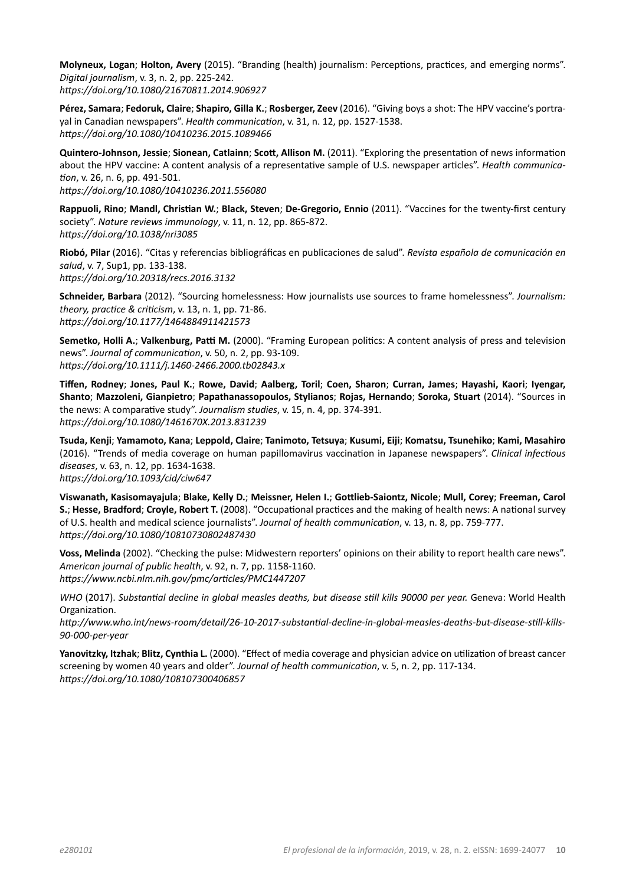**Molyneux, Logan**; **Holton, Avery** (2015). "Branding (health) journalism: Perceptions, practices, and emerging norms". *Digital journalism*, v. 3, n. 2, pp. 225-242.
*https://doi.org/10.1080/21670811.2014.906927*

**Pérez, Samara**; **Fedoruk, Claire**; **Shapiro, Gilla K.**; **Rosberger, Zeev** (2016). "Giving boys a shot: The HPV vaccine's portrayal in Canadian newspapers". *Health communication*, v. 31, n. 12, pp. 1527-1538.
*https://doi.org/10.1080/10410236.2015.1089466*

**Quintero-Johnson, Jessie**; **Sionean, Catlainn**; **Scott, Allison M.** (2011). "Exploring the presentation of news information about the HPV vaccine: A content analysis of a representative sample of U.S. newspaper articles". *Health communication*, v. 26, n. 6, pp. 491-501.
*https://doi.org/10.1080/10410236.2011.556080*

**Rappuoli, Rino**; **Mandl, Christian W.**; **Black, Steven**; **De-Gregorio, Ennio** (2011). "Vaccines for the twenty-first century society". *Nature reviews immunology*, v. 11, n. 12, pp. 865-872.
*https://doi.org/10.1038/nri3085*

**Riobó, Pilar** (2016). "Citas y referencias bibliográficas en publicaciones de salud". *Revista española de comunicación en salud*, v. 7, Sup1, pp. 133-138.
*https://doi.org/10.20318/recs.2016.3132*

**Schneider, Barbara** (2012). "Sourcing homelessness: How journalists use sources to frame homelessness". *Journalism: theory, practice & criticism*, v. 13, n. 1, pp. 71-86.
*https://doi.org/10.1177/1464884911421573*

**Semetko, Holli A.**; **Valkenburg, Patti M.** (2000). "Framing European politics: A content analysis of press and television news". *Journal of communication*, v. 50, n. 2, pp. 93-109.
*https://doi.org/10.1111/j.1460-2466.2000.tb02843.x*

**Tiffen, Rodney**; **Jones, Paul K.**; **Rowe, David**; **Aalberg, Toril**; **Coen, Sharon**; **Curran, James**; **Hayashi, Kaori**; **Iyengar, Shanto**; **Mazzoleni, Gianpietro**; **Papathanassopoulos, Stylianos**; **Rojas, Hernando**; **Soroka, Stuart** (2014). "Sources in the news: A comparative study". *Journalism studies*, v. 15, n. 4, pp. 374-391.
*https://doi.org/10.1080/1461670X.2013.831239*

**Tsuda, Kenji**; **Yamamoto, Kana**; **Leppold, Claire**; **Tanimoto, Tetsuya**; **Kusumi, Eiji**; **Komatsu, Tsunehiko**; **Kami, Masahiro** (2016). "Trends of media coverage on human papillomavirus vaccination in Japanese newspapers". *Clinical infectious diseases*, v. 63, n. 12, pp. 1634-1638.
*https://doi.org/10.1093/cid/ciw647*

**Viswanath, Kasisomayajula**; **Blake, Kelly D.**; **Meissner, Helen I.**; **Gottlieb-Saiontz, Nicole**; **Mull, Corey**; **Freeman, Carol S.**; **Hesse, Bradford**; **Croyle, Robert T.** (2008). "Occupational practices and the making of health news: A national survey of U.S. health and medical science journalists". *Journal of health communication*, v. 13, n. 8, pp. 759-777.
*https://doi.org/10.1080/10810730802487430*

**Voss, Melinda** (2002). "Checking the pulse: Midwestern reporters' opinions on their ability to report health care news". *American journal of public health*, v. 92, n. 7, pp. 1158-1160.
*https://www.ncbi.nlm.nih.gov/pmc/articles/PMC1447207*

*WHO* (2017). *Substantial decline in global measles deaths, but disease still kills 90000 per year.* Geneva: World Health Organization.
*http://www.who.int/news-room/detail/26-10-2017-substantial-decline-in-global-measles-deaths-but-disease-still-kills-90-000-per-year*

**Yanovitzky, Itzhak**; **Blitz, Cynthia L.** (2000). "Effect of media coverage and physician advice on utilization of breast cancer screening by women 40 years and older". *Journal of health communication*, v. 5, n. 2, pp. 117-134.
*https://doi.org/10.1080/108107300406857*